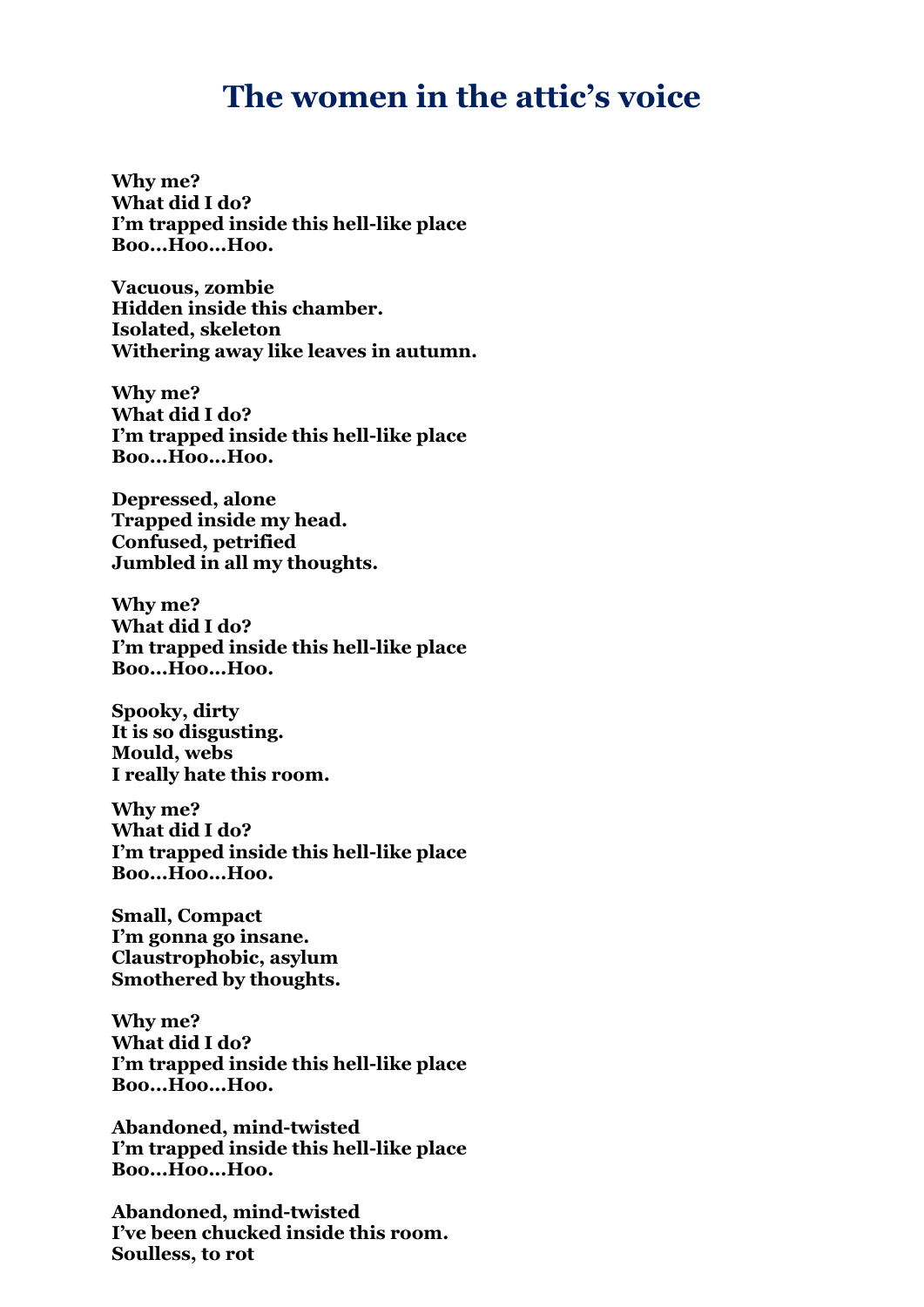# The women in the attic's voice

**Why me?**
**What did I do?**
**I'm trapped inside this hell-like place**
**Boo…Hoo…Hoo.**

**Vacuous, zombie**
**Hidden inside this chamber.**
**Isolated, skeleton**
**Withering away like leaves in autumn.**

**Why me?**
**What did I do?**
**I'm trapped inside this hell-like place**
**Boo…Hoo…Hoo.**

**Depressed, alone**
**Trapped inside my head.**
**Confused, petrified**
**Jumbled in all my thoughts.**

**Why me?**
**What did I do?**
**I'm trapped inside this hell-like place**
**Boo…Hoo…Hoo.**

**Spooky, dirty**
**It is so disgusting.**
**Mould, webs**
**I really hate this room.**

**Why me?**
**What did I do?**
**I'm trapped inside this hell-like place**
**Boo…Hoo…Hoo.**

**Small, Compact**
**I'm gonna go insane.**
**Claustrophobic, asylum**
**Smothered by thoughts.**

**Why me?**
**What did I do?**
**I'm trapped inside this hell-like place**
**Boo…Hoo…Hoo.**

**Abandoned, mind-twisted**
**I'm trapped inside this hell-like place**
**Boo…Hoo…Hoo.**

**Abandoned, mind-twisted**
**I've been chucked inside this room.**
**Soulless, to rot**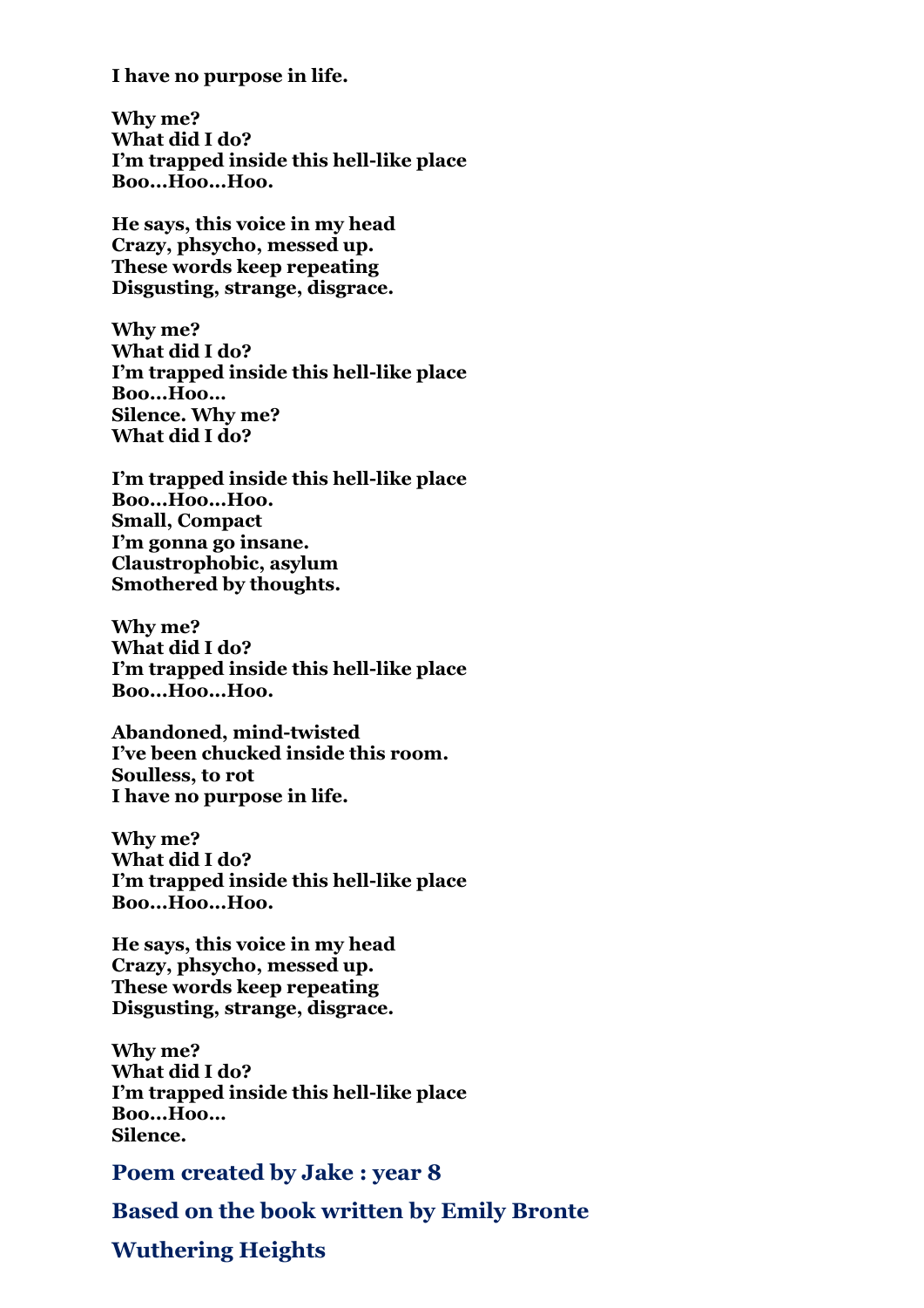**I have no purpose in life.**

**Why me?**
**What did I do?**
**I'm trapped inside this hell-like place**
**Boo…Hoo…Hoo.**

**He says, this voice in my head**
**Crazy, phsycho, messed up.**
**These words keep repeating**
**Disgusting, strange, disgrace.**

**Why me?**
**What did I do?**
**I'm trapped inside this hell-like place**
**Boo…Hoo…**
**Silence. Why me?**
**What did I do?**

**I'm trapped inside this hell-like place**
**Boo…Hoo…Hoo.**
**Small, Compact**
**I'm gonna go insane.**
**Claustrophobic, asylum**
**Smothered by thoughts.**

**Why me?**
**What did I do?**
**I'm trapped inside this hell-like place**
**Boo…Hoo…Hoo.**

**Abandoned, mind-twisted**
**I've been chucked inside this room.**
**Soulless, to rot**
**I have no purpose in life.**

**Why me?**
**What did I do?**
**I'm trapped inside this hell-like place**
**Boo…Hoo…Hoo.**

**He says, this voice in my head**
**Crazy, phsycho, messed up.**
**These words keep repeating**
**Disgusting, strange, disgrace.**

**Why me?**
**What did I do?**
**I'm trapped inside this hell-like place**
**Boo…Hoo…**
**Silence.**

**Poem created by Jake : year 8**

**Based on the book written by Emily Bronte**

**Wuthering Heights**